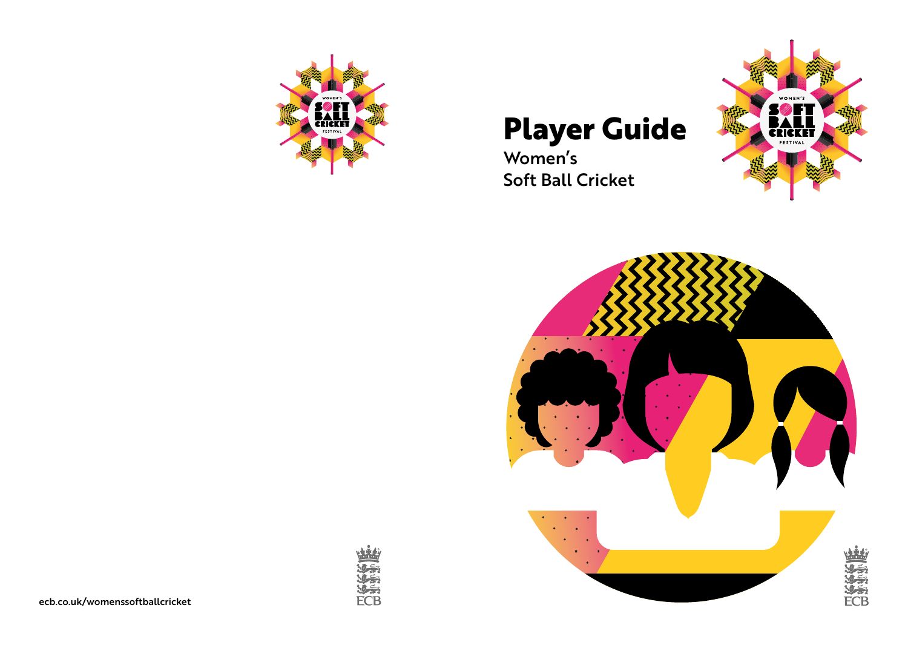# Player Guide

Women's
Soft Ball Cricket

ecb.co.uk/womenssoftballcricket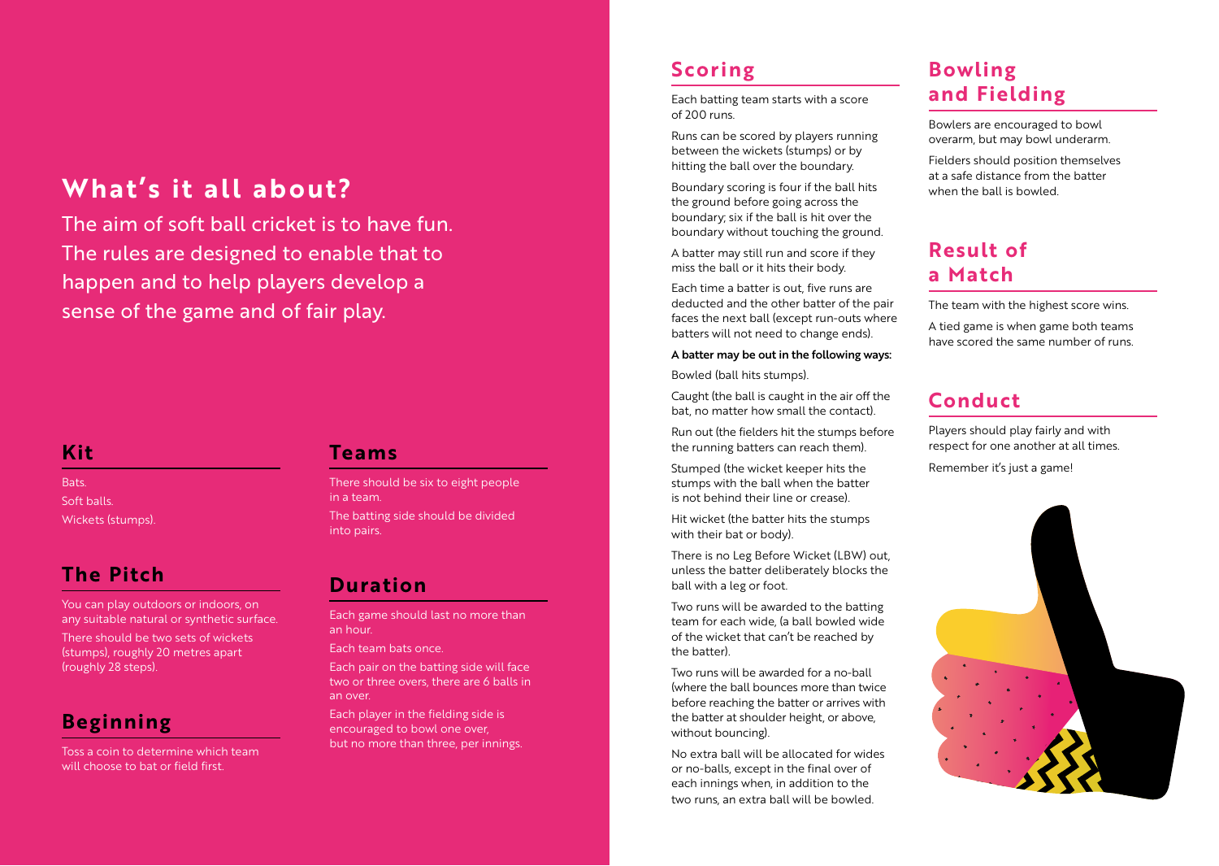## What's it all about?

The aim of soft ball cricket is to have fun. The rules are designed to enable that to happen and to help players develop a sense of the game and of fair play.

## Kit

Bats.
Soft balls.
Wickets (stumps).

## The Pitch

You can play outdoors or indoors, on any suitable natural or synthetic surface.

There should be two sets of wickets (stumps), roughly 20 metres apart (roughly 28 steps).

## Beginning

Toss a coin to determine which team will choose to bat or field first.

## Teams

There should be six to eight people in a team.

The batting side should be divided into pairs.

## Duration

Each game should last no more than an hour.

Each team bats once.

Each pair on the batting side will face two or three overs, there are 6 balls in an over.

Each player in the fielding side is encouraged to bowl one over, but no more than three, per innings.

## Scoring

Each batting team starts with a score of 200 runs.

Runs can be scored by players running between the wickets (stumps) or by hitting the ball over the boundary.

Boundary scoring is four if the ball hits the ground before going across the boundary; six if the ball is hit over the boundary without touching the ground.

A batter may still run and score if they miss the ball or it hits their body.

Each time a batter is out, five runs are deducted and the other batter of the pair faces the next ball (except run-outs where batters will not need to change ends).

**A batter may be out in the following ways:**

Bowled (ball hits stumps).

Caught (the ball is caught in the air off the bat, no matter how small the contact).

Run out (the fielders hit the stumps before the running batters can reach them).

Stumped (the wicket keeper hits the stumps with the ball when the batter is not behind their line or crease).

Hit wicket (the batter hits the stumps with their bat or body).

There is no Leg Before Wicket (LBW) out, unless the batter deliberately blocks the ball with a leg or foot.

Two runs will be awarded to the batting team for each wide, (a ball bowled wide of the wicket that can't be reached by the batter).

Two runs will be awarded for a no-ball (where the ball bounces more than twice before reaching the batter or arrives with the batter at shoulder height, or above, without bouncing).

No extra ball will be allocated for wides or no-balls, except in the final over of each innings when, in addition to the two runs, an extra ball will be bowled.

## Bowling and Fielding

Bowlers are encouraged to bowl overarm, but may bowl underarm.

Fielders should position themselves at a safe distance from the batter when the ball is bowled.

## Result of a Match

The team with the highest score wins.

A tied game is when game both teams have scored the same number of runs.

## Conduct

Players should play fairly and with respect for one another at all times.

Remember it's just a game!